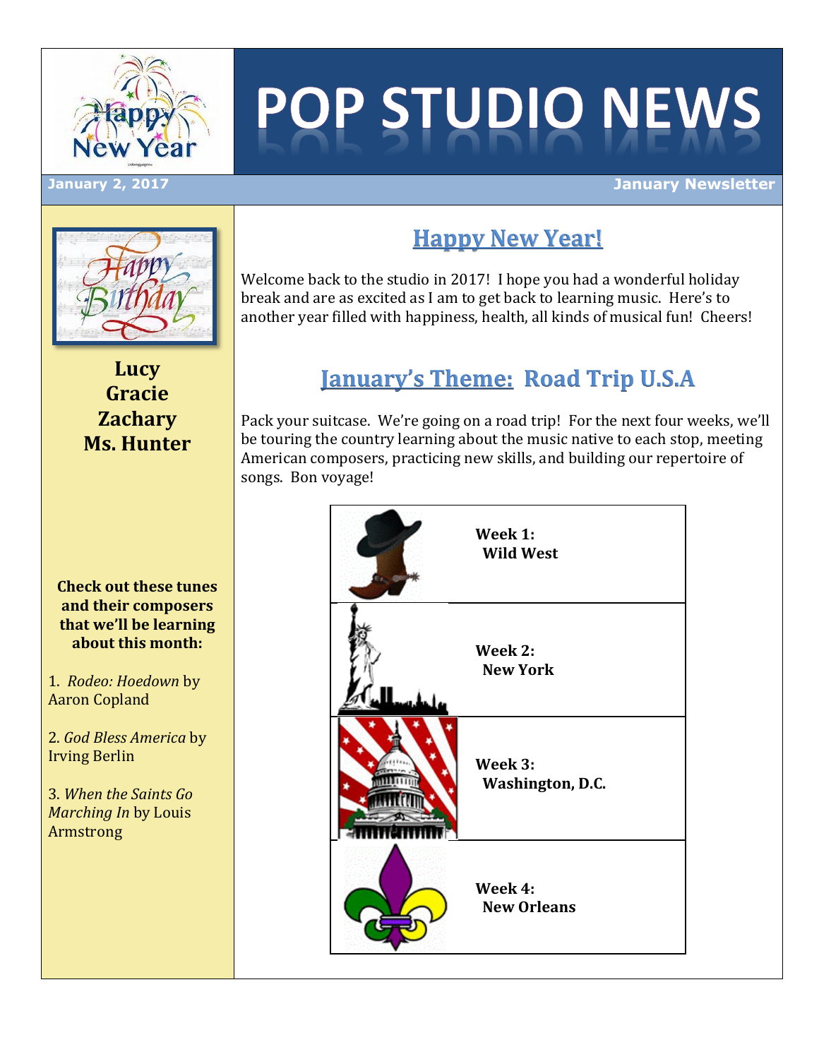# POP STUDIO NEWS

**January 2, 2017** | **January Newsletter**

## Happy New Year!

Welcome back to the studio in 2017! I hope you had a wonderful holiday break and are as excited as I am to get back to learning music. Here's to another year filled with happiness, health, all kinds of musical fun! Cheers!

## January's Theme: Road Trip U.S.A

Pack your suitcase. We're going on a road trip! For the next four weeks, we'll be touring the country learning about the music native to each stop, meeting American composers, practicing new skills, and building our repertoire of songs. Bon voyage!

| Week | Destination |
| --- | --- |
| **Week 1:** | **Wild West** |
| **Week 2:** | **New York** |
| **Week 3:** | **Washington, D.C.** |
| **Week 4:** | **New Orleans** |

**Happy Birthday**

**Lucy**
**Gracie**
**Zachary**
**Ms. Hunter**

**Check out these tunes and their composers that we'll be learning about this month:**

1. *Rodeo: Hoedown* by Aaron Copland

2. *God Bless America* by Irving Berlin

3. *When the Saints Go Marching In* by Louis Armstrong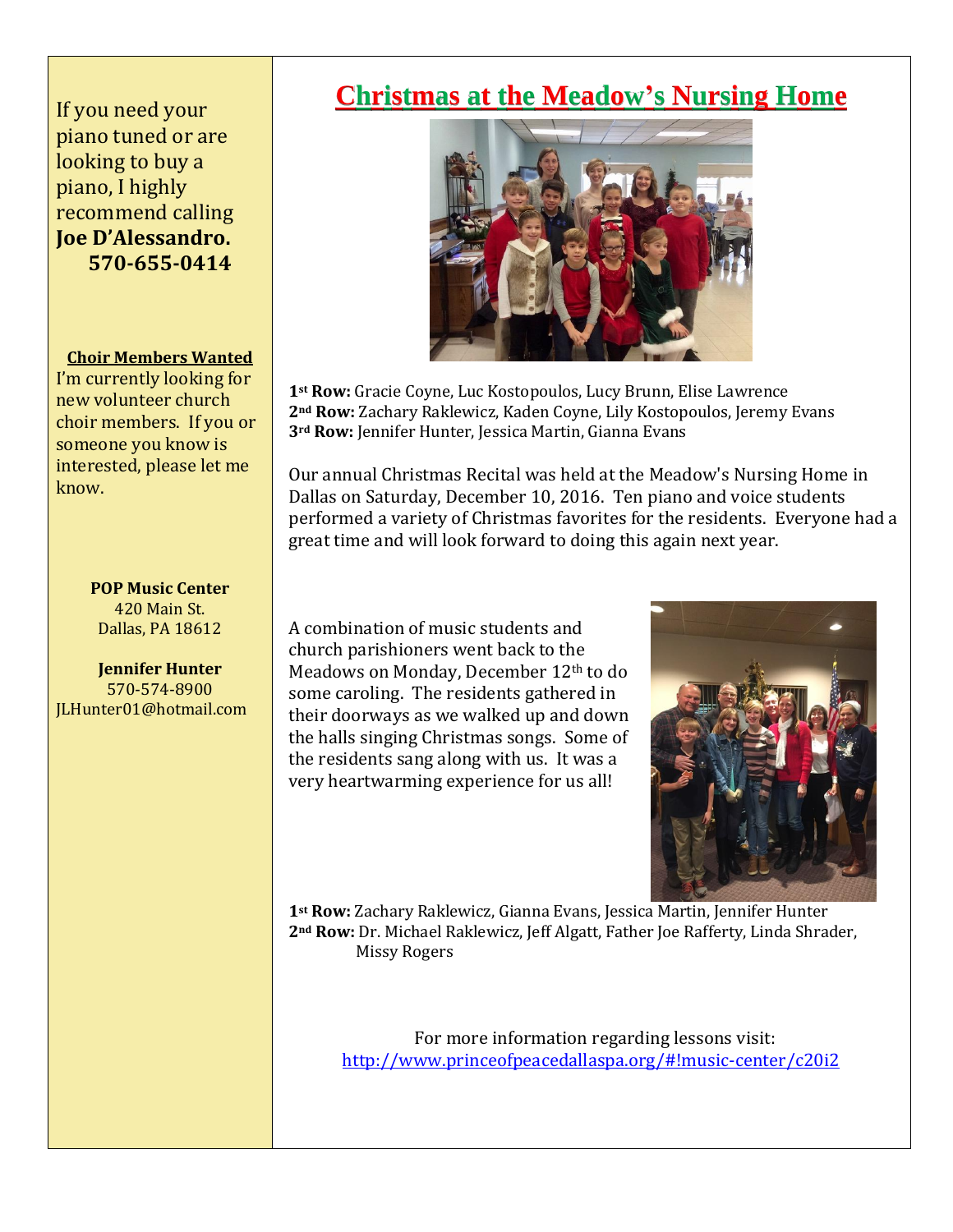# Christmas at the Meadow's Nursing Home

**1st Row:** Gracie Coyne, Luc Kostopoulos, Lucy Brunn, Elise Lawrence
**2nd Row:** Zachary Raklewicz, Kaden Coyne, Lily Kostopoulos, Jeremy Evans
**3rd Row:** Jennifer Hunter, Jessica Martin, Gianna Evans

Our annual Christmas Recital was held at the Meadow's Nursing Home in Dallas on Saturday, December 10, 2016. Ten piano and voice students performed a variety of Christmas favorites for the residents. Everyone had a great time and will look forward to doing this again next year.

A combination of music students and church parishioners went back to the Meadows on Monday, December 12th to do some caroling. The residents gathered in their doorways as we walked up and down the halls singing Christmas songs. Some of the residents sang along with us. It was a very heartwarming experience for us all!

**1st Row:** Zachary Raklewicz, Gianna Evans, Jessica Martin, Jennifer Hunter
**2nd Row:** Dr. Michael Raklewicz, Jeff Algatt, Father Joe Rafferty, Linda Shrader, Missy Rogers

For more information regarding lessons visit:
http://www.princeofpeacedallaspa.org/#!music-center/c20i2

If you need your piano tuned or are looking to buy a piano, I highly recommend calling **Joe D'Alessandro. 570-655-0414**

**Choir Members Wanted**

I'm currently looking for new volunteer church choir members. If you or someone you know is interested, please let me know.

**POP Music Center**
420 Main St.
Dallas, PA 18612

**Jennifer Hunter**
570-574-8900
JLHunter01@hotmail.com